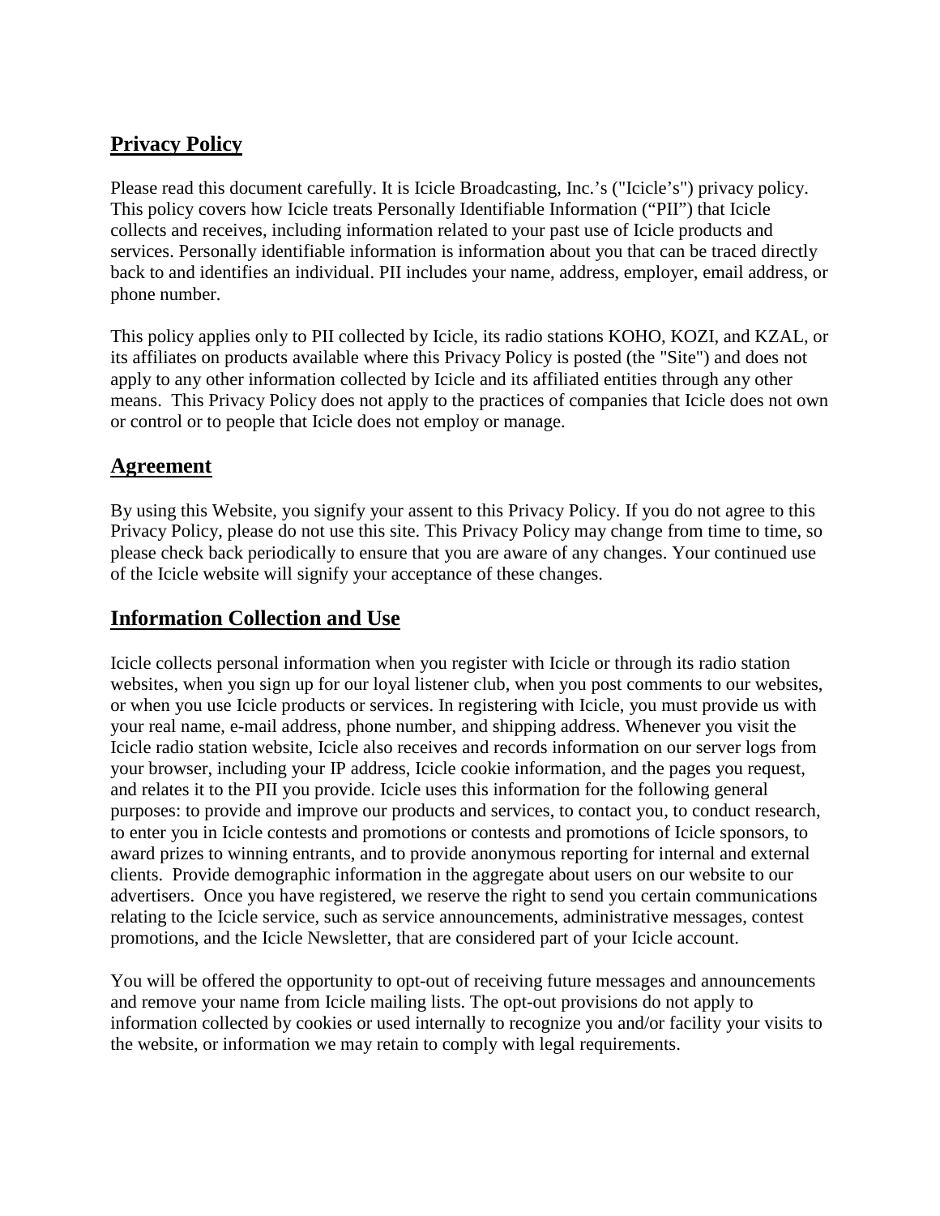## Privacy Policy

Please read this document carefully. It is Icicle Broadcasting, Inc.'s ("Icicle's") privacy policy. This policy covers how Icicle treats Personally Identifiable Information ("PII") that Icicle collects and receives, including information related to your past use of Icicle products and services. Personally identifiable information is information about you that can be traced directly back to and identifies an individual. PII includes your name, address, employer, email address, or phone number.

This policy applies only to PII collected by Icicle, its radio stations KOHO, KOZI, and KZAL, or its affiliates on products available where this Privacy Policy is posted (the "Site") and does not apply to any other information collected by Icicle and its affiliated entities through any other means. This Privacy Policy does not apply to the practices of companies that Icicle does not own or control or to people that Icicle does not employ or manage.

## Agreement

By using this Website, you signify your assent to this Privacy Policy. If you do not agree to this Privacy Policy, please do not use this site. This Privacy Policy may change from time to time, so please check back periodically to ensure that you are aware of any changes. Your continued use of the Icicle website will signify your acceptance of these changes.

## Information Collection and Use

Icicle collects personal information when you register with Icicle or through its radio station websites, when you sign up for our loyal listener club, when you post comments to our websites, or when you use Icicle products or services. In registering with Icicle, you must provide us with your real name, e-mail address, phone number, and shipping address. Whenever you visit the Icicle radio station website, Icicle also receives and records information on our server logs from your browser, including your IP address, Icicle cookie information, and the pages you request, and relates it to the PII you provide. Icicle uses this information for the following general purposes: to provide and improve our products and services, to contact you, to conduct research, to enter you in Icicle contests and promotions or contests and promotions of Icicle sponsors, to award prizes to winning entrants, and to provide anonymous reporting for internal and external clients. Provide demographic information in the aggregate about users on our website to our advertisers. Once you have registered, we reserve the right to send you certain communications relating to the Icicle service, such as service announcements, administrative messages, contest promotions, and the Icicle Newsletter, that are considered part of your Icicle account.

You will be offered the opportunity to opt-out of receiving future messages and announcements and remove your name from Icicle mailing lists. The opt-out provisions do not apply to information collected by cookies or used internally to recognize you and/or facility your visits to the website, or information we may retain to comply with legal requirements.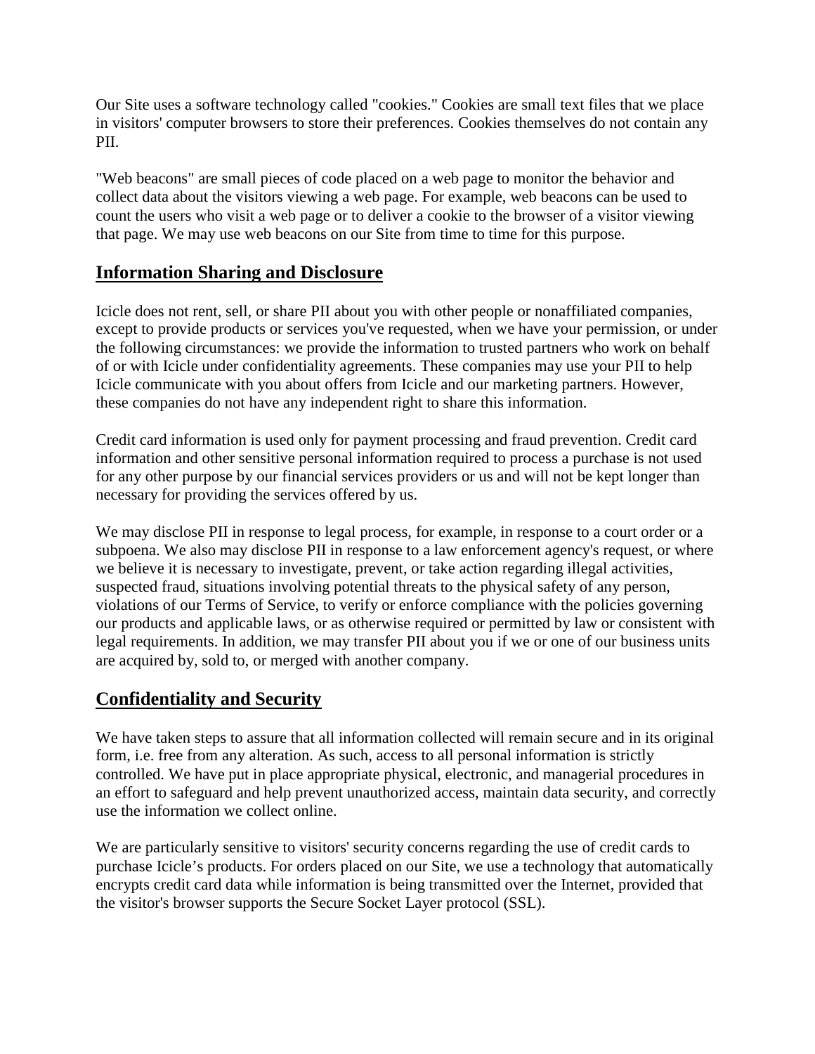Our Site uses a software technology called "cookies." Cookies are small text files that we place in visitors' computer browsers to store their preferences. Cookies themselves do not contain any PII.

"Web beacons" are small pieces of code placed on a web page to monitor the behavior and collect data about the visitors viewing a web page. For example, web beacons can be used to count the users who visit a web page or to deliver a cookie to the browser of a visitor viewing that page. We may use web beacons on our Site from time to time for this purpose.

## Information Sharing and Disclosure

Icicle does not rent, sell, or share PII about you with other people or nonaffiliated companies, except to provide products or services you've requested, when we have your permission, or under the following circumstances: we provide the information to trusted partners who work on behalf of or with Icicle under confidentiality agreements. These companies may use your PII to help Icicle communicate with you about offers from Icicle and our marketing partners. However, these companies do not have any independent right to share this information.

Credit card information is used only for payment processing and fraud prevention. Credit card information and other sensitive personal information required to process a purchase is not used for any other purpose by our financial services providers or us and will not be kept longer than necessary for providing the services offered by us.

We may disclose PII in response to legal process, for example, in response to a court order or a subpoena. We also may disclose PII in response to a law enforcement agency's request, or where we believe it is necessary to investigate, prevent, or take action regarding illegal activities, suspected fraud, situations involving potential threats to the physical safety of any person, violations of our Terms of Service, to verify or enforce compliance with the policies governing our products and applicable laws, or as otherwise required or permitted by law or consistent with legal requirements. In addition, we may transfer PII about you if we or one of our business units are acquired by, sold to, or merged with another company.

## Confidentiality and Security

We have taken steps to assure that all information collected will remain secure and in its original form, i.e. free from any alteration. As such, access to all personal information is strictly controlled. We have put in place appropriate physical, electronic, and managerial procedures in an effort to safeguard and help prevent unauthorized access, maintain data security, and correctly use the information we collect online.

We are particularly sensitive to visitors' security concerns regarding the use of credit cards to purchase Icicle's products. For orders placed on our Site, we use a technology that automatically encrypts credit card data while information is being transmitted over the Internet, provided that the visitor's browser supports the Secure Socket Layer protocol (SSL).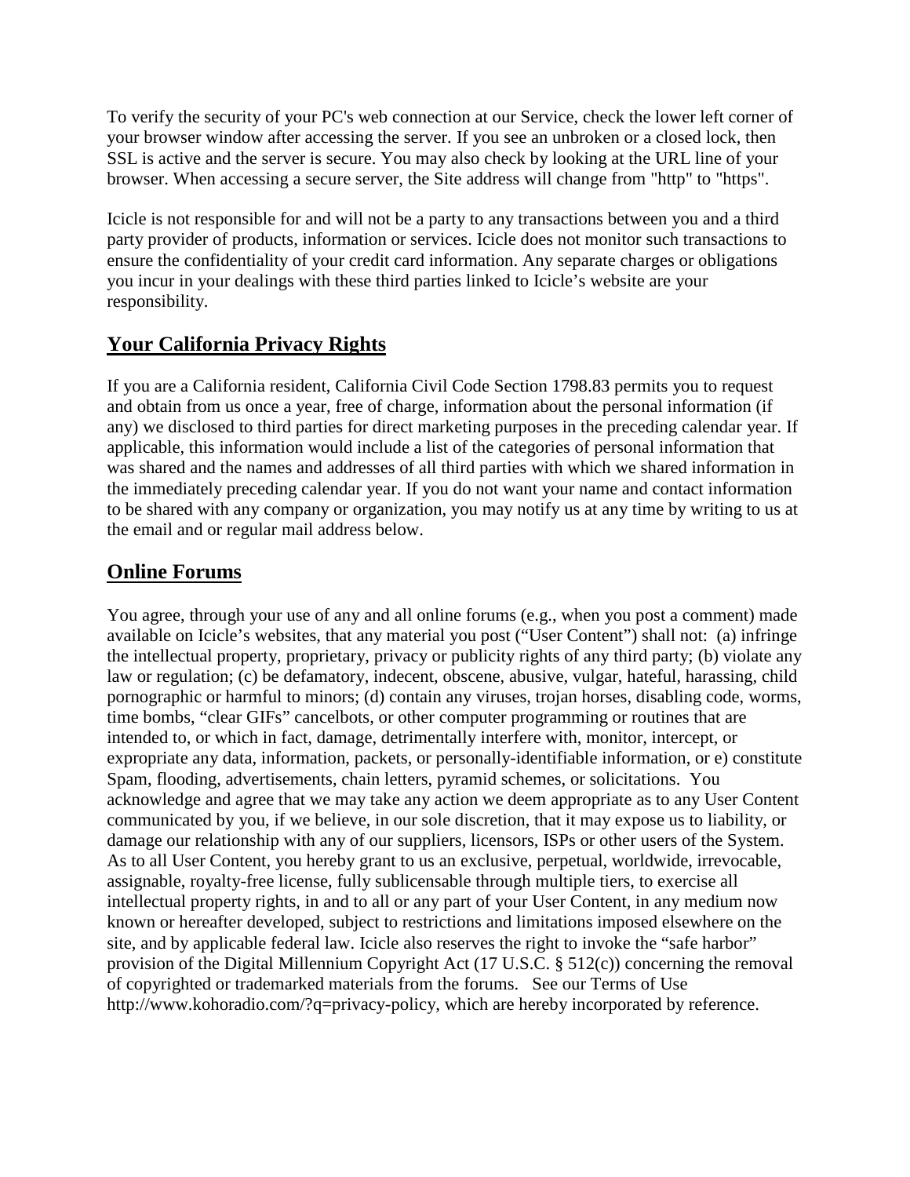To verify the security of your PC's web connection at our Service, check the lower left corner of your browser window after accessing the server. If you see an unbroken or a closed lock, then SSL is active and the server is secure. You may also check by looking at the URL line of your browser. When accessing a secure server, the Site address will change from "http" to "https".

Icicle is not responsible for and will not be a party to any transactions between you and a third party provider of products, information or services. Icicle does not monitor such transactions to ensure the confidentiality of your credit card information. Any separate charges or obligations you incur in your dealings with these third parties linked to Icicle's website are your responsibility.

## Your California Privacy Rights

If you are a California resident, California Civil Code Section 1798.83 permits you to request and obtain from us once a year, free of charge, information about the personal information (if any) we disclosed to third parties for direct marketing purposes in the preceding calendar year. If applicable, this information would include a list of the categories of personal information that was shared and the names and addresses of all third parties with which we shared information in the immediately preceding calendar year. If you do not want your name and contact information to be shared with any company or organization, you may notify us at any time by writing to us at the email and or regular mail address below.

## Online Forums

You agree, through your use of any and all online forums (e.g., when you post a comment) made available on Icicle's websites, that any material you post ("User Content") shall not: (a) infringe the intellectual property, proprietary, privacy or publicity rights of any third party; (b) violate any law or regulation; (c) be defamatory, indecent, obscene, abusive, vulgar, hateful, harassing, child pornographic or harmful to minors; (d) contain any viruses, trojan horses, disabling code, worms, time bombs, "clear GIFs" cancelbots, or other computer programming or routines that are intended to, or which in fact, damage, detrimentally interfere with, monitor, intercept, or expropriate any data, information, packets, or personally-identifiable information, or e) constitute Spam, flooding, advertisements, chain letters, pyramid schemes, or solicitations. You acknowledge and agree that we may take any action we deem appropriate as to any User Content communicated by you, if we believe, in our sole discretion, that it may expose us to liability, or damage our relationship with any of our suppliers, licensors, ISPs or other users of the System. As to all User Content, you hereby grant to us an exclusive, perpetual, worldwide, irrevocable, assignable, royalty-free license, fully sublicensable through multiple tiers, to exercise all intellectual property rights, in and to all or any part of your User Content, in any medium now known or hereafter developed, subject to restrictions and limitations imposed elsewhere on the site, and by applicable federal law. Icicle also reserves the right to invoke the "safe harbor" provision of the Digital Millennium Copyright Act (17 U.S.C. § 512(c)) concerning the removal of copyrighted or trademarked materials from the forums. See our Terms of Use http://www.kohoradio.com/?q=privacy-policy, which are hereby incorporated by reference.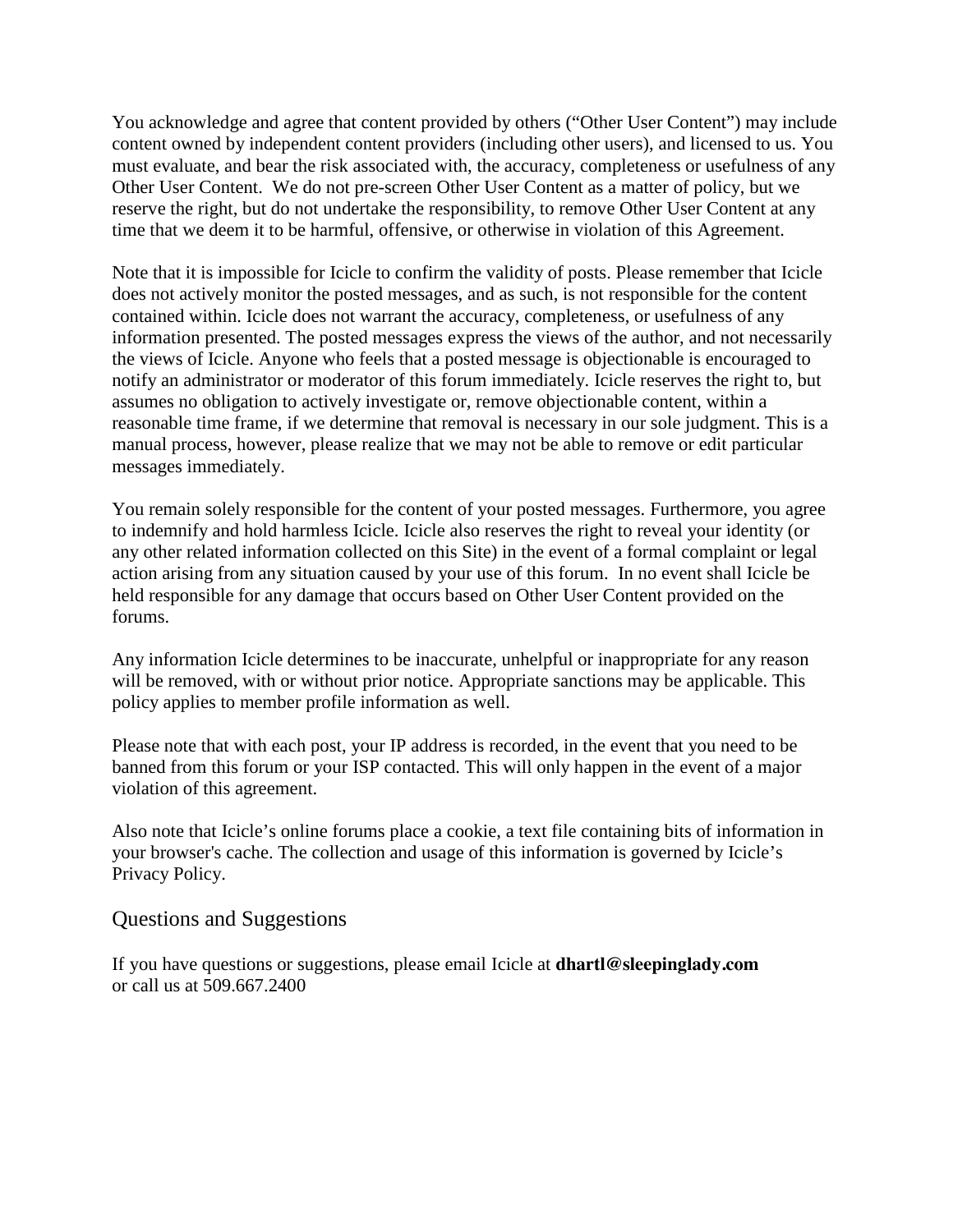You acknowledge and agree that content provided by others ("Other User Content") may include content owned by independent content providers (including other users), and licensed to us. You must evaluate, and bear the risk associated with, the accuracy, completeness or usefulness of any Other User Content. We do not pre-screen Other User Content as a matter of policy, but we reserve the right, but do not undertake the responsibility, to remove Other User Content at any time that we deem it to be harmful, offensive, or otherwise in violation of this Agreement.

Note that it is impossible for Icicle to confirm the validity of posts. Please remember that Icicle does not actively monitor the posted messages, and as such, is not responsible for the content contained within. Icicle does not warrant the accuracy, completeness, or usefulness of any information presented. The posted messages express the views of the author, and not necessarily the views of Icicle. Anyone who feels that a posted message is objectionable is encouraged to notify an administrator or moderator of this forum immediately. Icicle reserves the right to, but assumes no obligation to actively investigate or, remove objectionable content, within a reasonable time frame, if we determine that removal is necessary in our sole judgment. This is a manual process, however, please realize that we may not be able to remove or edit particular messages immediately.

You remain solely responsible for the content of your posted messages. Furthermore, you agree to indemnify and hold harmless Icicle. Icicle also reserves the right to reveal your identity (or any other related information collected on this Site) in the event of a formal complaint or legal action arising from any situation caused by your use of this forum. In no event shall Icicle be held responsible for any damage that occurs based on Other User Content provided on the forums.

Any information Icicle determines to be inaccurate, unhelpful or inappropriate for any reason will be removed, with or without prior notice. Appropriate sanctions may be applicable. This policy applies to member profile information as well.

Please note that with each post, your IP address is recorded, in the event that you need to be banned from this forum or your ISP contacted. This will only happen in the event of a major violation of this agreement.

Also note that Icicle's online forums place a cookie, a text file containing bits of information in your browser's cache. The collection and usage of this information is governed by Icicle's Privacy Policy.

## Questions and Suggestions

If you have questions or suggestions, please email Icicle at **dhartl@sleepinglady.com**
or call us at 509.667.2400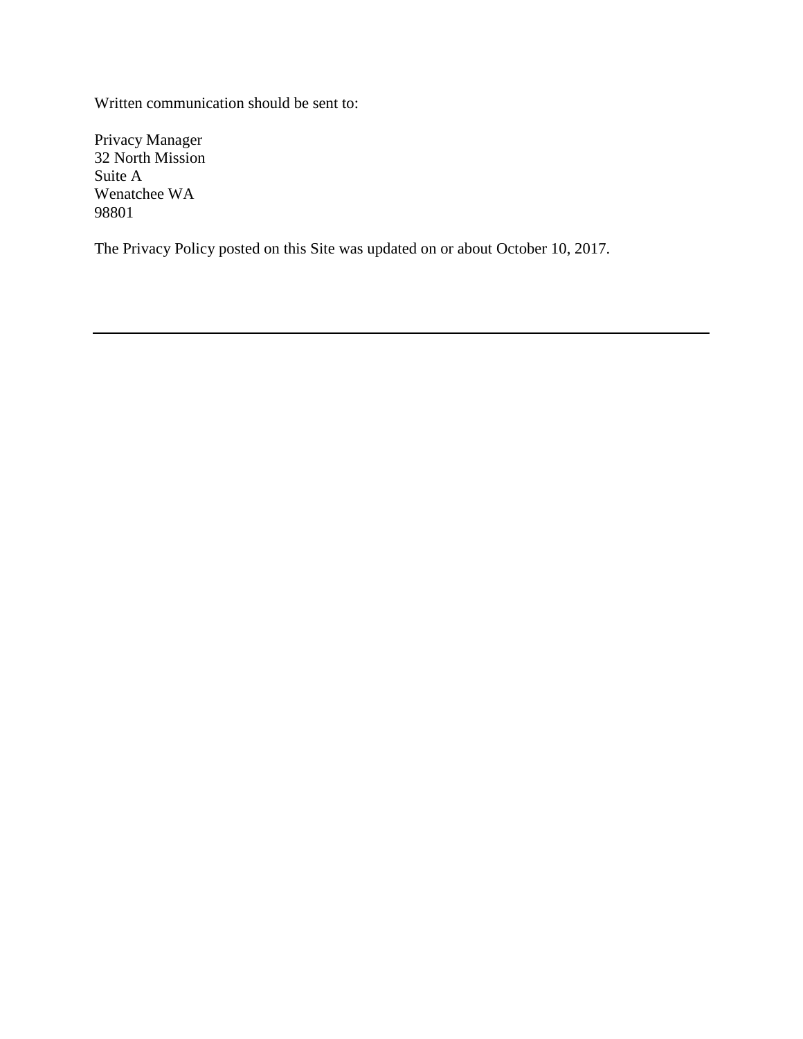Written communication should be sent to:

Privacy Manager
32 North Mission
Suite A
Wenatchee WA
98801

The Privacy Policy posted on this Site was updated on or about October 10, 2017.

---